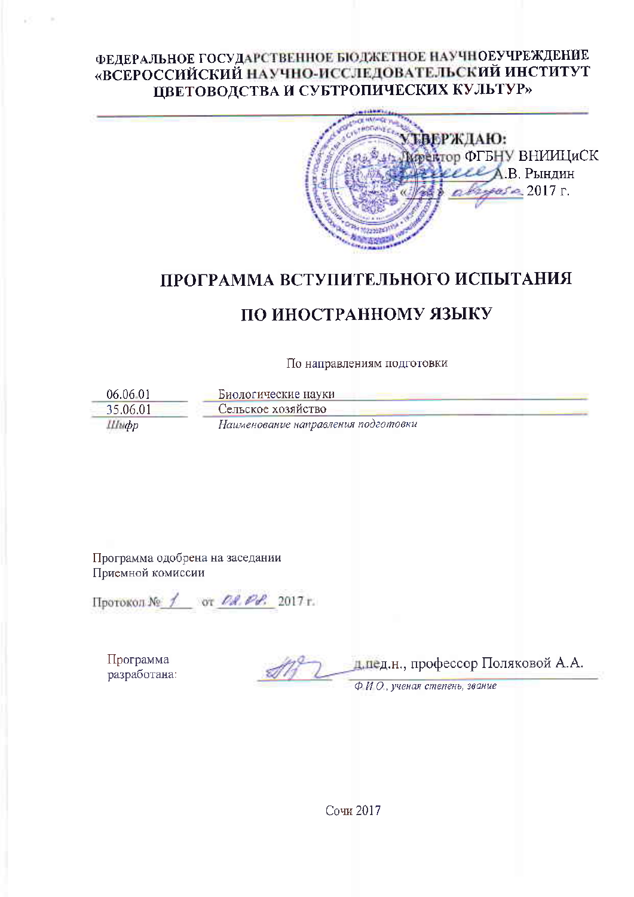**ФЕДЕРАЛЬНОЕ ГОСУДАРСТВЕННОЕ БЮДЖЕТНОЕ НАУЧНОЕУЧРЕЖДЕНИЕ «ВСЕРОССИЙСКИЙ НАУЧНО-ИССЛЕДОВАТЕЛЬСКИЙ ИНСТИТУТ ЦВЕТОВОДСТВА И СУБТРОПИЧЕСКИХ КУЛЬТУР»**

---

**УТВЕРЖДАЮ:**
Директор ФГБНУ ВНИИЦиСК
______ А.В. Рындин
«___» ______ 2017 г.

# ПРОГРАММА ВСТУПИТЕЛЬНОГО ИСПЫТАНИЯ

# ПО ИНОСТРАННОМУ ЯЗЫКУ

По направлениям подготовки

| *Шифр* | *Наименование направления подготовки* |
|---|---|
| 06.06.01 | Биологические науки |
| 35.06.01 | Сельское хозяйство |

Программа одобрена на заседании
Приемной комиссии

Протокол № 1 от 02.02. 2017 г.

Программа разработана: ______ д.пед.н., профессор Поляковой А.А.
*Ф.И.О., ученая степень, звание*

Сочи 2017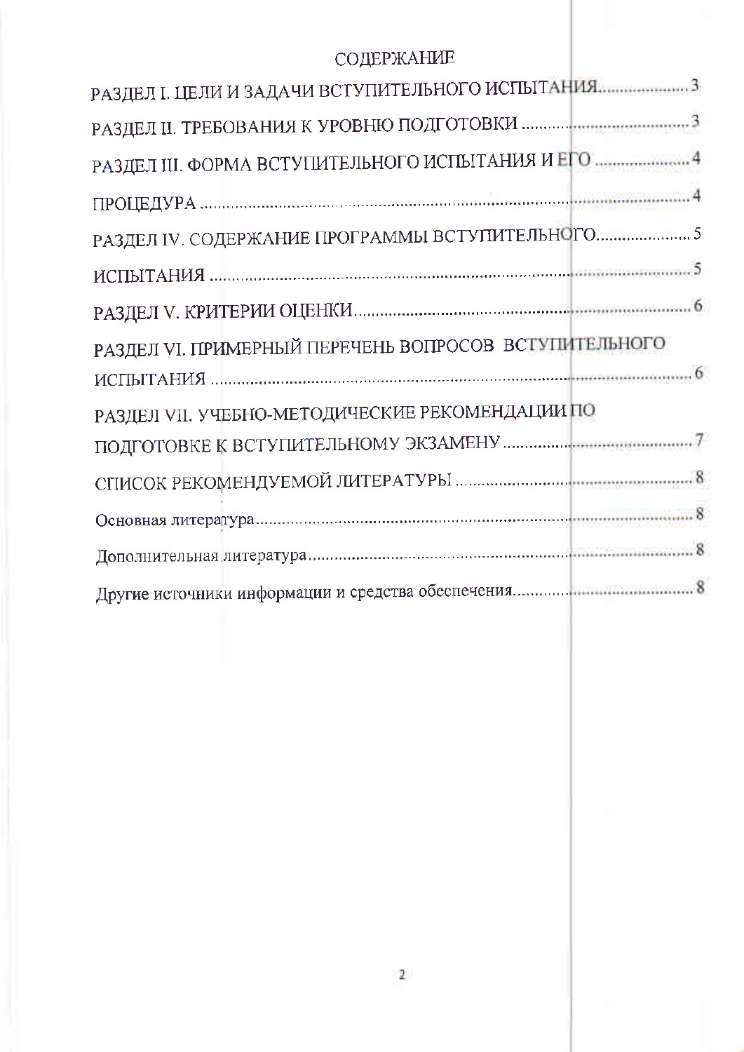# СОДЕРЖАНИЕ

РАЗДЕЛ I. ЦЕЛИ И ЗАДАЧИ ВСТУПИТЕЛЬНОГО ИСПЫТАНИЯ..................... 3

РАЗДЕЛ II. ТРЕБОВАНИЯ К УРОВНЮ ПОДГОТОВКИ ..................................... 3

РАЗДЕЛ III. ФОРМА ВСТУПИТЕЛЬНОГО ИСПЫТАНИЯ И ЕГО ...................... 4

ПРОЦЕДУРА ................................................................................................. 4

РАЗДЕЛ IV. СОДЕРЖАНИЕ ПРОГРАММЫ ВСТУПИТЕЛЬНОГО..................... 5

ИСПЫТАНИЯ ................................................................................................ 5

РАЗДЕЛ V. КРИТЕРИИ ОЦЕНКИ..................................................................... 6

РАЗДЕЛ VI. ПРИМЕРНЫЙ ПЕРЕЧЕНЬ ВОПРОСОВ ВСТУПИТЕЛЬНОГО ИСПЫТАНИЯ ................................................................................................ 6

РАЗДЕЛ VII. УЧЕБНО-МЕТОДИЧЕСКИЕ РЕКОМЕНДАЦИИ ПО ПОДГОТОВКЕ К ВСТУПИТЕЛЬНОМУ ЭКЗАМЕНУ .......................................... 7

СПИСОК РЕКОМЕНДУЕМОЙ ЛИТЕРАТУРЫ ................................................... 8

Основная литература........................................................................................ 8

Дополнительная литература............................................................................ 8

Другие источники информации и средства обеспечения............................... 8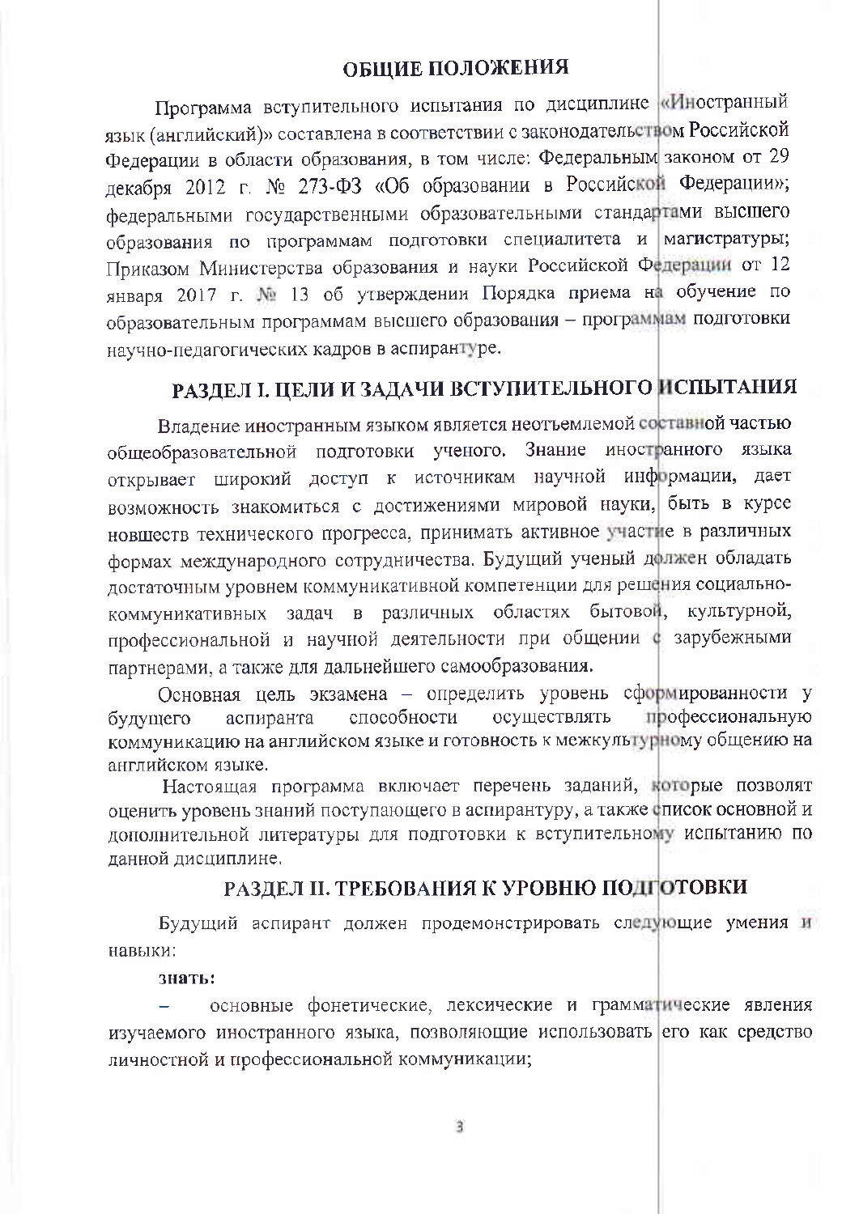## ОБЩИЕ ПОЛОЖЕНИЯ

Программа вступительного испытания по дисциплине «Иностранный язык (английский)» составлена в соответствии с законодательством Российской Федерации в области образования, в том числе: Федеральным законом от 29 декабря 2012 г. № 273-ФЗ «Об образовании в Российской Федерации»; федеральными государственными образовательными стандартами высшего образования по программам подготовки специалитета и магистратуры; Приказом Министерства образования и науки Российской Федерации от 12 января 2017 г. № 13 об утверждении Порядка приема на обучение по образовательным программам высшего образования – программам подготовки научно-педагогических кадров в аспирантуре.

## РАЗДЕЛ I. ЦЕЛИ И ЗАДАЧИ ВСТУПИТЕЛЬНОГО ИСПЫТАНИЯ

Владение иностранным языком является неотъемлемой составной частью общеобразовательной подготовки ученого. Знание иностранного языка открывает широкий доступ к источникам научной информации, дает возможность знакомиться с достижениями мировой науки, быть в курсе новшеств технического прогресса, принимать активное участие в различных формах международного сотрудничества. Будущий ученый должен обладать достаточным уровнем коммуникативной компетенции для решения социально-коммуникативных задач в различных областях бытовой, культурной, профессиональной и научной деятельности при общении с зарубежными партнерами, а также для дальнейшего самообразования.

Основная цель экзамена – определить уровень сформированности у будущего аспиранта способности осуществлять профессиональную коммуникацию на английском языке и готовность к межкультурному общению на английском языке.

Настоящая программа включает перечень заданий, которые позволят оценить уровень знаний поступающего в аспирантуру, а также список основной и дополнительной литературы для подготовки к вступительному испытанию по данной дисциплине.

## РАЗДЕЛ II. ТРЕБОВАНИЯ К УРОВНЮ ПОДГОТОВКИ

Будущий аспирант должен продемонстрировать следующие умения и навыки:

**знать:**

– основные фонетические, лексические и грамматические явления изучаемого иностранного языка, позволяющие использовать его как средство личностной и профессиональной коммуникации;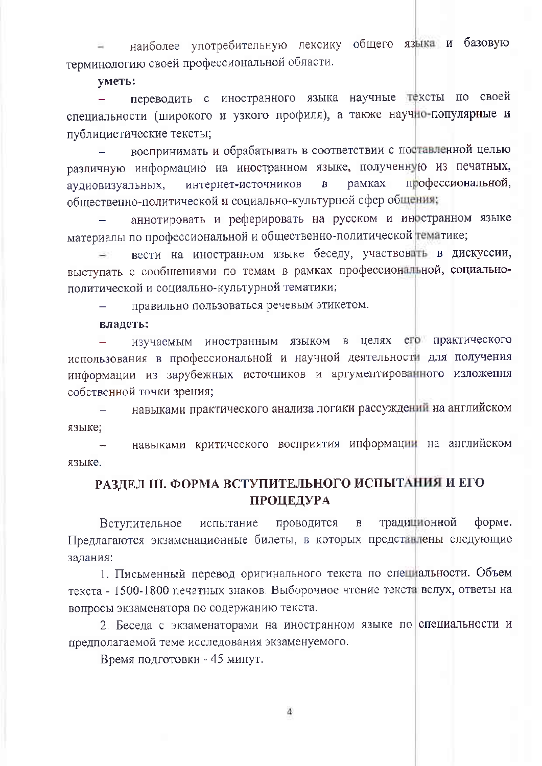- наиболее употребительную лексику общего языка и базовую терминологию своей профессиональной области.

**уметь:**

- переводить с иностранного языка научные тексты по своей специальности (широкого и узкого профиля), а также научно-популярные и публицистические тексты;
- воспринимать и обрабатывать в соответствии с поставленной целью различную информацию на иностранном языке, полученную из печатных, аудиовизуальных, интернет-источников в рамках профессиональной, общественно-политической и социально-культурной сфер общения;
- аннотировать и реферировать на русском и иностранном языке материалы по профессиональной и общественно-политической тематике;
- вести на иностранном языке беседу, участвовать в дискуссии, выступать с сообщениями по темам в рамках профессиональной, социально-политической и социально-культурной тематики;
- правильно пользоваться речевым этикетом.

**владеть:**

- изучаемым иностранным языком в целях его практического использования в профессиональной и научной деятельности для получения информации из зарубежных источников и аргументированного изложения собственной точки зрения;
- навыками практического анализа логики рассуждений на английском языке;
- навыками критического восприятия информации на английском языке.

## РАЗДЕЛ III. ФОРМА ВСТУПИТЕЛЬНОГО ИСПЫТАНИЯ И ЕГО ПРОЦЕДУРА

Вступительное испытание проводится в традиционной форме. Предлагаются экзаменационные билеты, в которых представлены следующие задания:

1. Письменный перевод оригинального текста по специальности. Объем текста - 1500-1800 печатных знаков. Выборочное чтение текста вслух, ответы на вопросы экзаменатора по содержанию текста.

2. Беседа с экзаменаторами на иностранном языке по специальности и предполагаемой теме исследования экзаменуемого.

Время подготовки - 45 минут.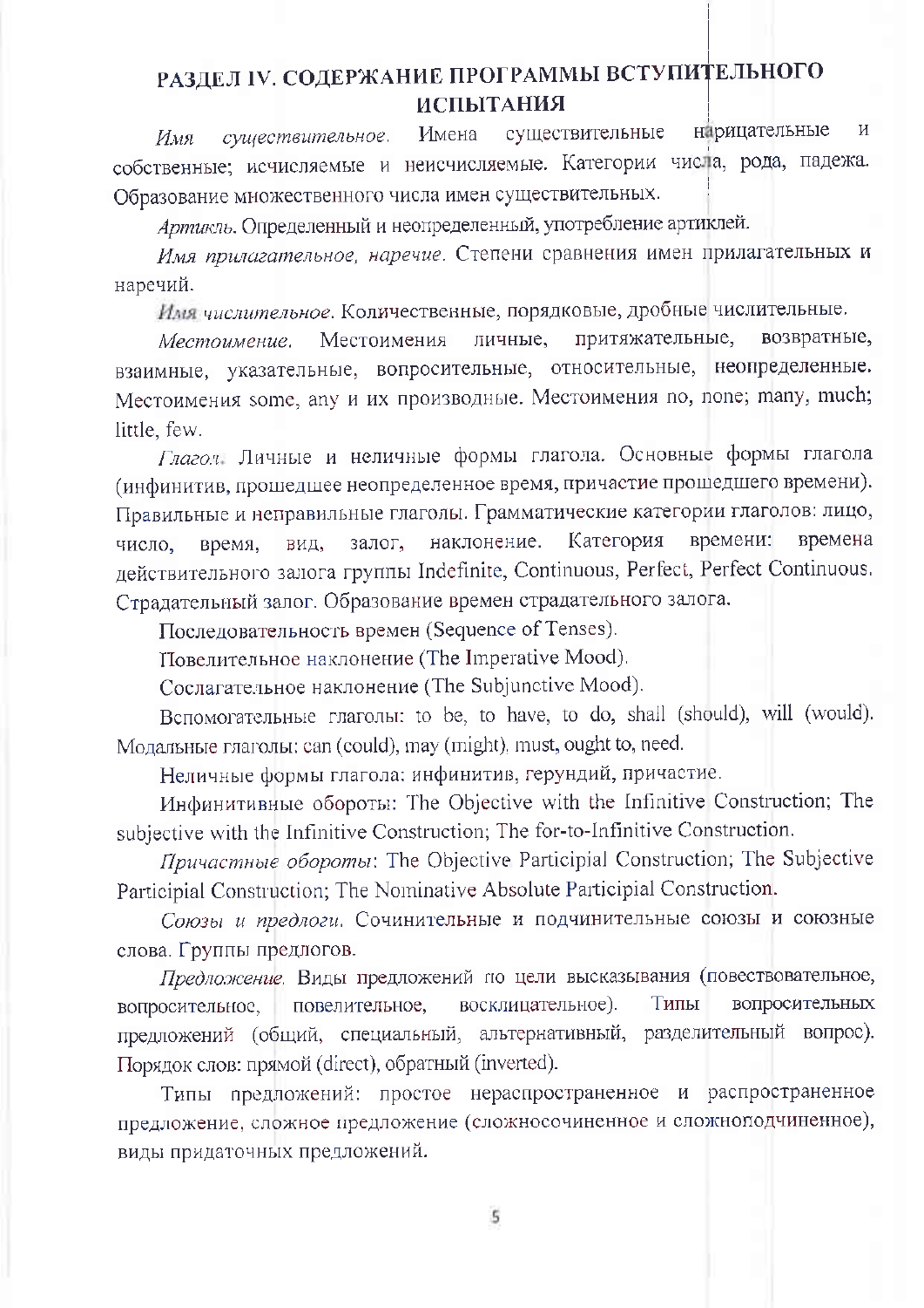# РАЗДЕЛ IV. СОДЕРЖАНИЕ ПРОГРАММЫ ВСТУПИТЕЛЬНОГО ИСПЫТАНИЯ

*Имя существительное.* Имена существительные нарицательные и собственные; исчисляемые и неисчисляемые. Категории числа, рода, падежа. Образование множественного числа имен существительных.

*Артикль.* Определенный и неопределенный, употребление артиклей.

*Имя прилагательное, наречие.* Степени сравнения имен прилагательных и наречий.

*Имя числительное.* Количественные, порядковые, дробные числительные.

*Местоимение.* Местоимения личные, притяжательные, возвратные, взаимные, указательные, вопросительные, относительные, неопределенные. Местоимения some, any и их производные. Местоимения no, none; many, much; little, few.

*Глагол.* Личные и неличные формы глагола. Основные формы глагола (инфинитив, прошедшее неопределенное время, причастие прошедшего времени). Правильные и неправильные глаголы. Грамматические категории глаголов: лицо, число, время, вид, залог, наклонение. Категория времени: времена действительного залога группы Indefinite, Continuous, Perfect, Perfect Continuous. Страдательный залог. Образование времен страдательного залога.

Последовательность времен (Sequence of Tenses).

Повелительное наклонение (The Imperative Mood).

Сослагательное наклонение (The Subjunctive Mood).

Вспомогательные глаголы: to be, to have, to do, shall (should), will (would). Модальные глаголы: can (could), may (might), must, ought to, need.

Неличные формы глагола: инфинитив, герундий, причастие.

Инфинитивные обороты: The Objective with the Infinitive Construction; The subjective with the Infinitive Construction; The for-to-Infinitive Construction.

*Причастные обороты*: The Objective Participial Construction; The Subjective Participial Construction; The Nominative Absolute Participial Construction.

*Союзы и предлоги.* Сочинительные и подчинительные союзы и союзные слова. Группы предлогов.

*Предложение.* Виды предложений по цели высказывания (повествовательное, вопросительное, повелительное, восклицательное). Типы вопросительных предложений (общий, специальный, альтернативный, разделительный вопрос). Порядок слов: прямой (direct), обратный (inverted).

Типы предложений: простое нераспространенное и распространенное предложение, сложное предложение (сложносочиненное и сложноподчиненное), виды придаточных предложений.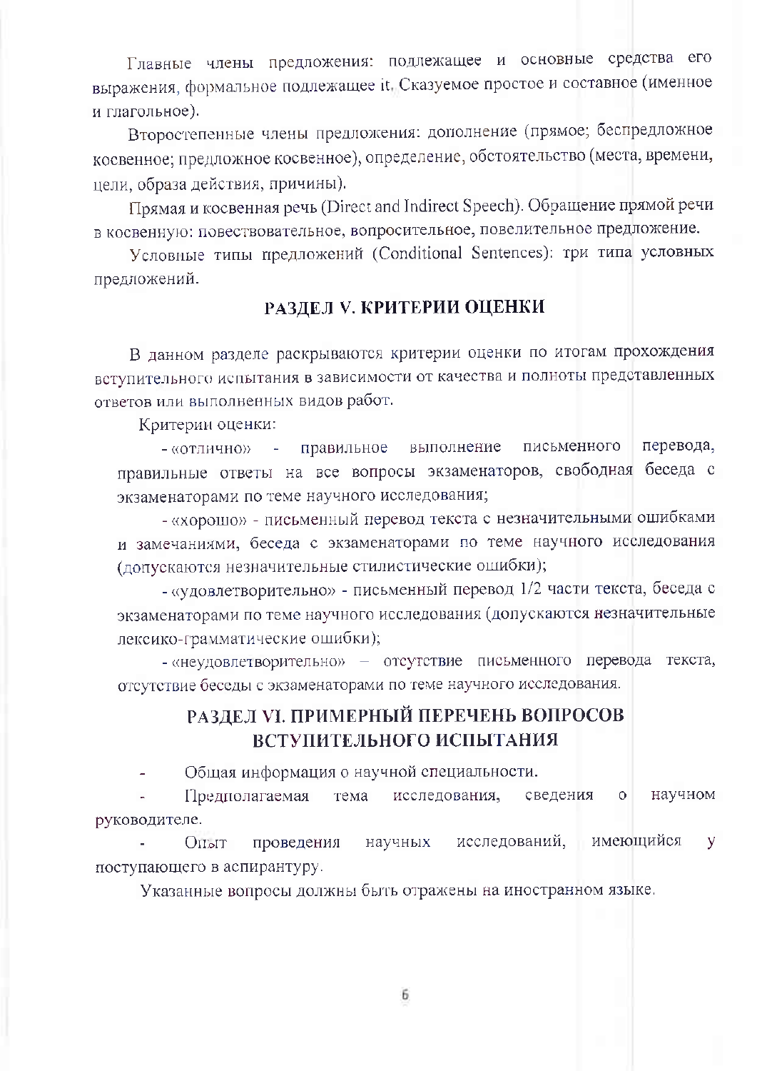Главные члены предложения: подлежащее и основные средства его выражения, формальное подлежащее it. Сказуемое простое и составное (именное и глагольное).

Второстепенные члены предложения: дополнение (прямое; беспредложное косвенное; предложное косвенное), определение, обстоятельство (места, времени, цели, образа действия, причины).

Прямая и косвенная речь (Direct and Indirect Speech). Обращение прямой речи в косвенную: повествовательное, вопросительное, повелительное предложение.

Условные типы предложений (Conditional Sentences): три типа условных предложений.

## РАЗДЕЛ V. КРИТЕРИИ ОЦЕНКИ

В данном разделе раскрываются критерии оценки по итогам прохождения вступительного испытания в зависимости от качества и полноты представленных ответов или выполненных видов работ.

Критерии оценки:

- «отлично» - правильное выполнение письменного перевода, правильные ответы на все вопросы экзаменаторов, свободная беседа с экзаменаторами по теме научного исследования;
- «хорошо» - письменный перевод текста с незначительными ошибками и замечаниями, беседа с экзаменаторами по теме научного исследования (допускаются незначительные стилистические ошибки);
- «удовлетворительно» - письменный перевод 1/2 части текста, беседа с экзаменаторами по теме научного исследования (допускаются незначительные лексико-грамматические ошибки);
- «неудовлетворительно» – отсутствие письменного перевода текста, отсутствие беседы с экзаменаторами по теме научного исследования.

## РАЗДЕЛ VI. ПРИМЕРНЫЙ ПЕРЕЧЕНЬ ВОПРОСОВ ВСТУПИТЕЛЬНОГО ИСПЫТАНИЯ

- Общая информация о научной специальности.
- Предполагаемая тема исследования, сведения о научном руководителе.
- Опыт проведения научных исследований, имеющийся у поступающего в аспирантуру.

Указанные вопросы должны быть отражены на иностранном языке.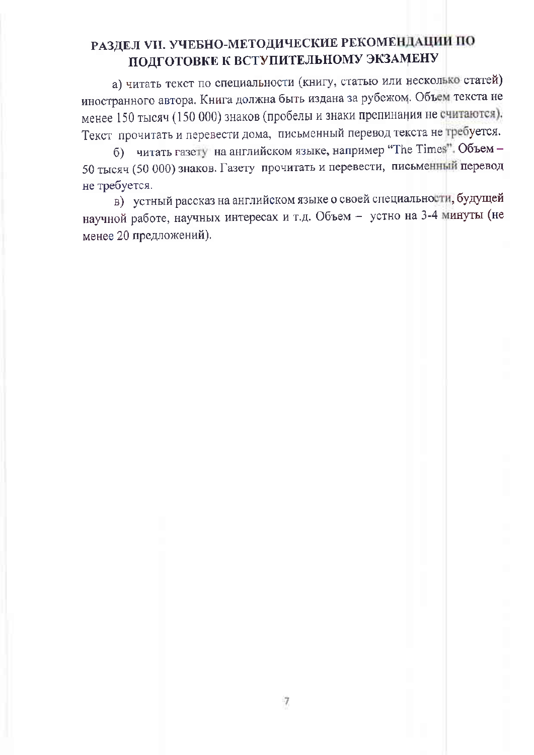# РАЗДЕЛ VII. УЧЕБНО-МЕТОДИЧЕСКИЕ РЕКОМЕНДАЦИИ ПО ПОДГОТОВКЕ К ВСТУПИТЕЛЬНОМУ ЭКЗАМЕНУ

а) читать текст по специальности (книгу, статью или несколько статей) иностранного автора. Книга должна быть издана за рубежом. Объем текста не менее 150 тысяч (150 000) знаков (пробелы и знаки препинания не считаются). Текст прочитать и перевести дома, письменный перевод текста не требуется.

б) читать газету на английском языке, например "The Times". Объем – 50 тысяч (50 000) знаков. Газету прочитать и перевести, письменный перевод не требуется.

в) устный рассказ на английском языке о своей специальности, будущей научной работе, научных интересах и т.д. Объем – устно на 3-4 минуты (не менее 20 предложений).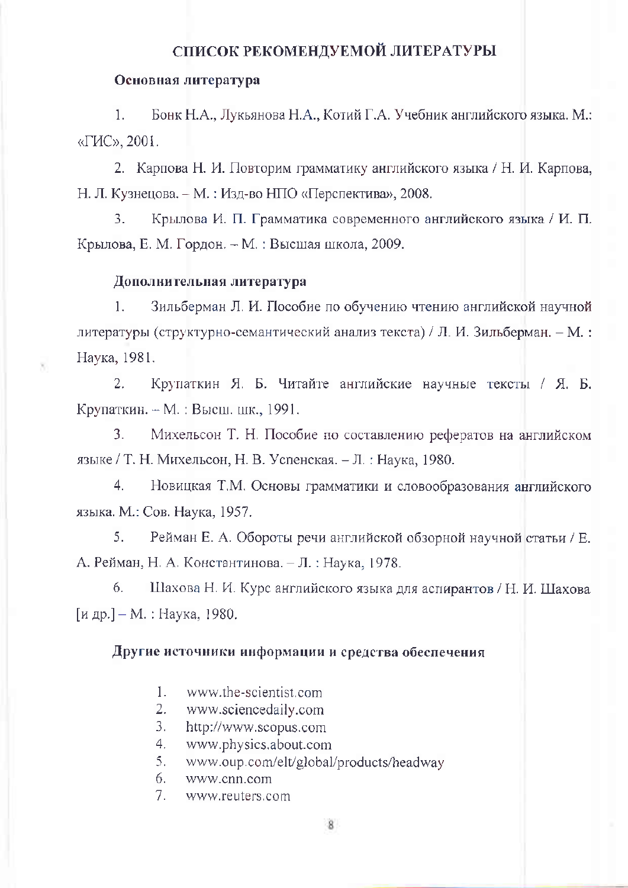# СПИСОК РЕКОМЕНДУЕМОЙ ЛИТЕРАТУРЫ

## Основная литература

1. Бонк Н.А., Лукьянова Н.А., Котий Г.А. Учебник английского языка. М.: «ГИС», 2001.
2. Карпова Н. И. Повторим грамматику английского языка / Н. И. Карпова, Н. Л. Кузнецова. – М. : Изд-во НПО «Перспектива», 2008.
3. Крылова И. П. Грамматика современного английского языка / И. П. Крылова, Е. М. Гордон. – М. : Высшая школа, 2009.

## Дополнительная литература

1. Зильберман Л. И. Пособие по обучению чтению английской научной литературы (структурно-семантический анализ текста) / Л. И. Зильберман. – М. : Наука, 1981.
2. Крупаткин Я. Б. Читайте английские научные тексты / Я. Б. Крупаткин. – М. : Высш. шк., 1991.
3. Михельсон Т. Н. Пособие по составлению рефератов на английском языке / Т. Н. Михельсон, Н. В. Успенская. – Л. : Наука, 1980.
4. Новицкая Т.М. Основы грамматики и словообразования английского языка. М.: Сов. Наука, 1957.
5. Рейман Е. А. Обороты речи английской обзорной научной статьи / Е. А. Рейман, Н. А. Константинова. – Л. : Наука, 1978.
6. Шахова Н. И. Курс английского языка для аспирантов / Н. И. Шахова [и др.] – М. : Наука, 1980.

## Другие источники информации и средства обеспечения

1. www.the-scientist.com
2. www.sciencedaily.com
3. http://www.scopus.com
4. www.physics.about.com
5. www.oup.com/elt/global/products/headway
6. www.cnn.com
7. www.reuters.com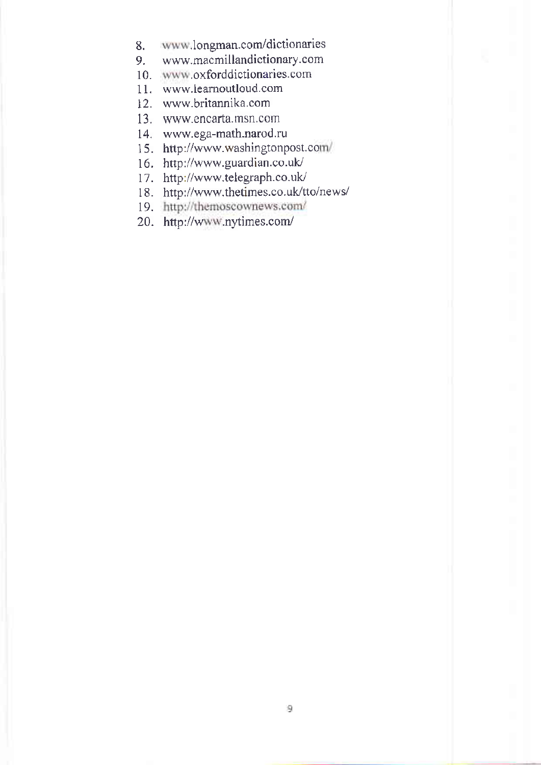8. www.longman.com/dictionaries
9. www.macmillandictionary.com
10. www.oxforddictionaries.com
11. www.learnoutloud.com
12. www.britannika.com
13. www.encarta.msn.com
14. www.ega-math.narod.ru
15. http://www.washingtonpost.com/
16. http://www.guardian.co.uk/
17. http://www.telegraph.co.uk/
18. http://www.thetimes.co.uk/tto/news/
19. http://themoscownews.com/
20. http://www.nytimes.com/